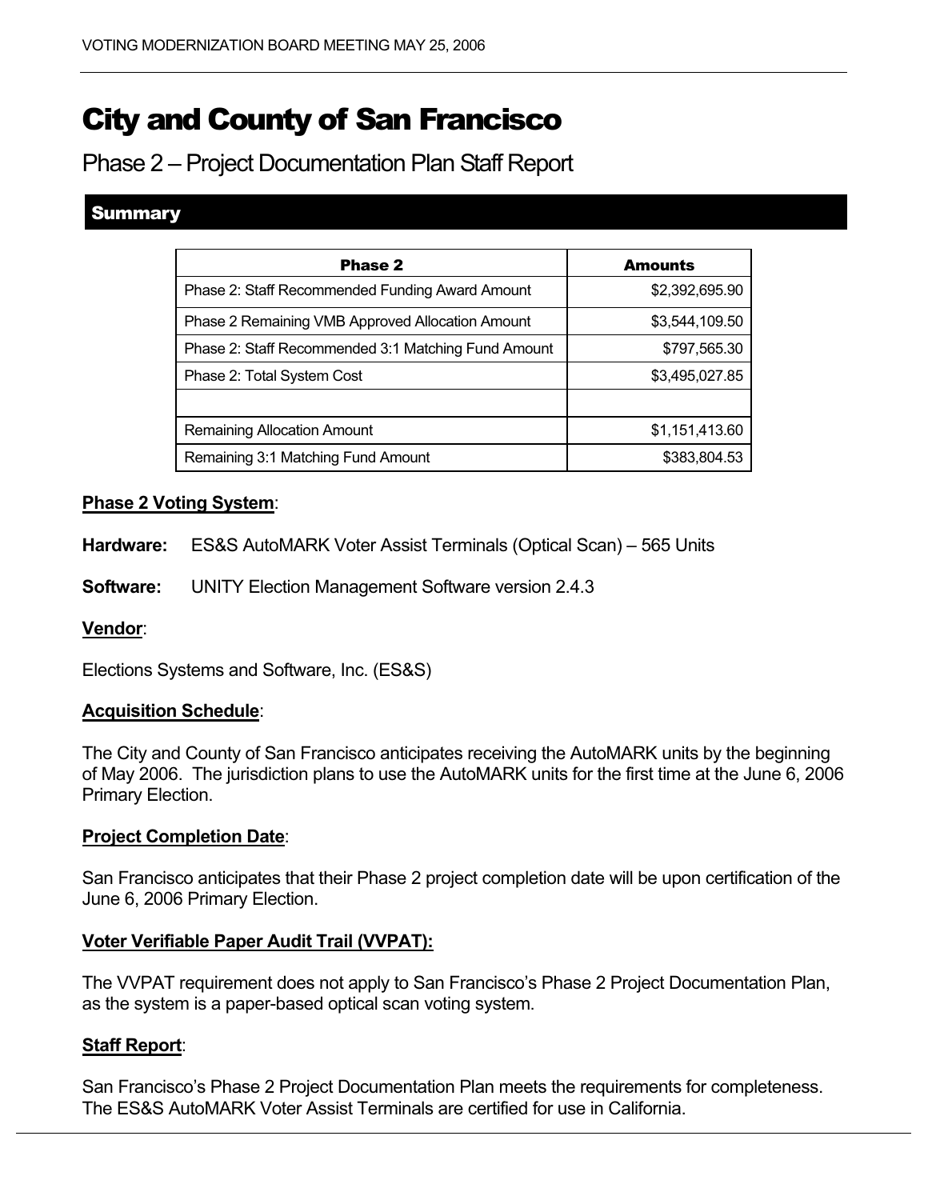# City and County of San Francisco

## Phase 2 – Project Documentation Plan Staff Report

### Summary

| Phase 2 | Amounts |
|---|---|
| Phase 2: Staff Recommended Funding Award Amount | $2,392,695.90 |
| Phase 2 Remaining VMB Approved Allocation Amount | $3,544,109.50 |
| Phase 2: Staff Recommended 3:1 Matching Fund Amount | $797,565.30 |
| Phase 2: Total System Cost | $3,495,027.85 |
| | |
| Remaining Allocation Amount | $1,151,413.60 |
| Remaining 3:1 Matching Fund Amount | $383,804.53 |

**Phase 2 Voting System**:

**Hardware:** ES&S AutoMARK Voter Assist Terminals (Optical Scan) – 565 Units

**Software:** UNITY Election Management Software version 2.4.3

**Vendor**:

Elections Systems and Software, Inc. (ES&S)

**Acquisition Schedule**:

The City and County of San Francisco anticipates receiving the AutoMARK units by the beginning of May 2006. The jurisdiction plans to use the AutoMARK units for the first time at the June 6, 2006 Primary Election.

**Project Completion Date**:

San Francisco anticipates that their Phase 2 project completion date will be upon certification of the June 6, 2006 Primary Election.

**Voter Verifiable Paper Audit Trail (VVPAT):**

The VVPAT requirement does not apply to San Francisco's Phase 2 Project Documentation Plan, as the system is a paper-based optical scan voting system.

**Staff Report**:

San Francisco's Phase 2 Project Documentation Plan meets the requirements for completeness. The ES&S AutoMARK Voter Assist Terminals are certified for use in California.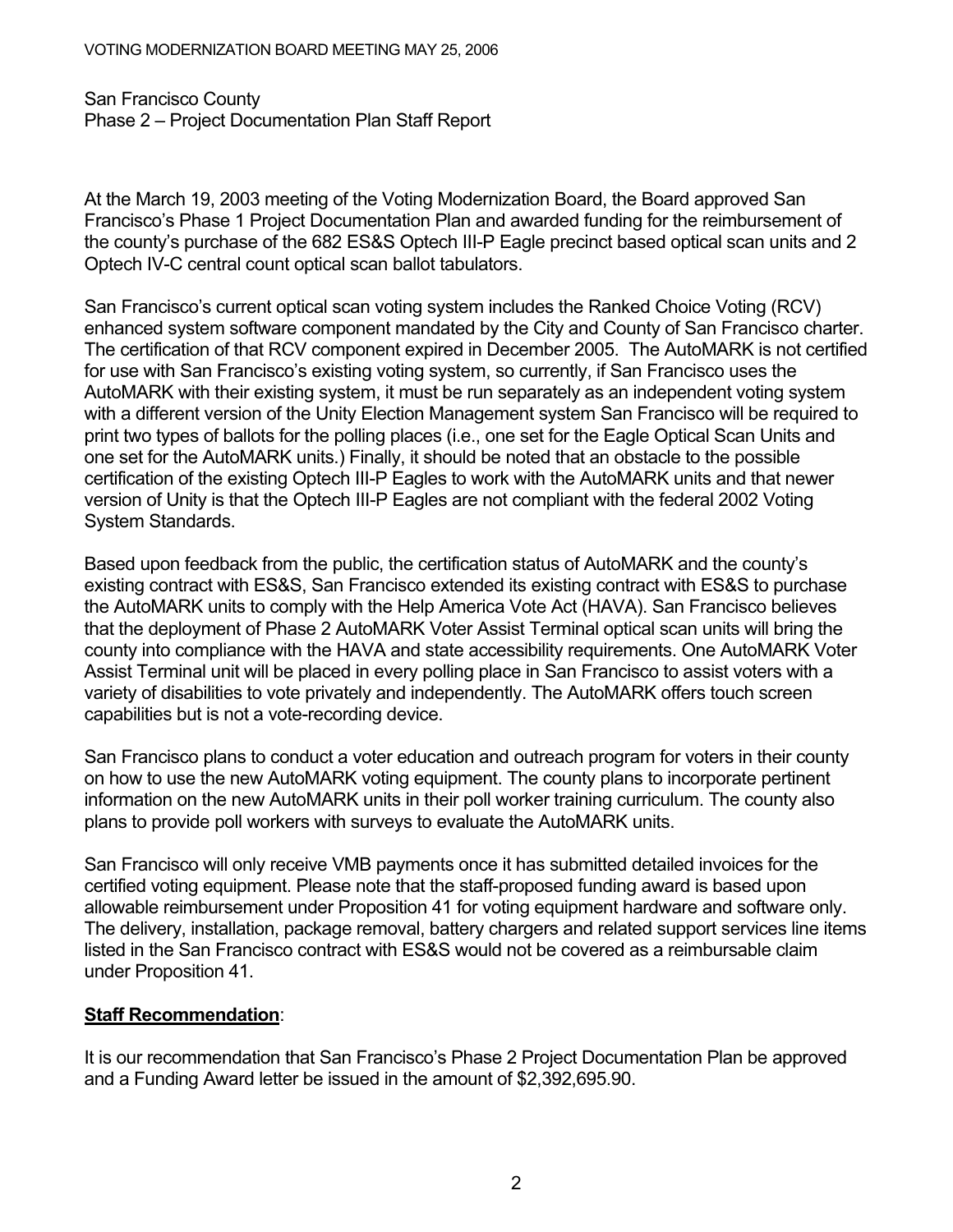San Francisco County
Phase 2 – Project Documentation Plan Staff Report

At the March 19, 2003 meeting of the Voting Modernization Board, the Board approved San Francisco's Phase 1 Project Documentation Plan and awarded funding for the reimbursement of the county's purchase of the 682 ES&S Optech III-P Eagle precinct based optical scan units and 2 Optech IV-C central count optical scan ballot tabulators.

San Francisco's current optical scan voting system includes the Ranked Choice Voting (RCV) enhanced system software component mandated by the City and County of San Francisco charter. The certification of that RCV component expired in December 2005. The AutoMARK is not certified for use with San Francisco's existing voting system, so currently, if San Francisco uses the AutoMARK with their existing system, it must be run separately as an independent voting system with a different version of the Unity Election Management system San Francisco will be required to print two types of ballots for the polling places (i.e., one set for the Eagle Optical Scan Units and one set for the AutoMARK units.) Finally, it should be noted that an obstacle to the possible certification of the existing Optech III-P Eagles to work with the AutoMARK units and that newer version of Unity is that the Optech III-P Eagles are not compliant with the federal 2002 Voting System Standards.

Based upon feedback from the public, the certification status of AutoMARK and the county's existing contract with ES&S, San Francisco extended its existing contract with ES&S to purchase the AutoMARK units to comply with the Help America Vote Act (HAVA). San Francisco believes that the deployment of Phase 2 AutoMARK Voter Assist Terminal optical scan units will bring the county into compliance with the HAVA and state accessibility requirements. One AutoMARK Voter Assist Terminal unit will be placed in every polling place in San Francisco to assist voters with a variety of disabilities to vote privately and independently. The AutoMARK offers touch screen capabilities but is not a vote-recording device.

San Francisco plans to conduct a voter education and outreach program for voters in their county on how to use the new AutoMARK voting equipment. The county plans to incorporate pertinent information on the new AutoMARK units in their poll worker training curriculum. The county also plans to provide poll workers with surveys to evaluate the AutoMARK units.

San Francisco will only receive VMB payments once it has submitted detailed invoices for the certified voting equipment. Please note that the staff-proposed funding award is based upon allowable reimbursement under Proposition 41 for voting equipment hardware and software only. The delivery, installation, package removal, battery chargers and related support services line items listed in the San Francisco contract with ES&S would not be covered as a reimbursable claim under Proposition 41.

**Staff Recommendation**:

It is our recommendation that San Francisco's Phase 2 Project Documentation Plan be approved and a Funding Award letter be issued in the amount of $2,392,695.90.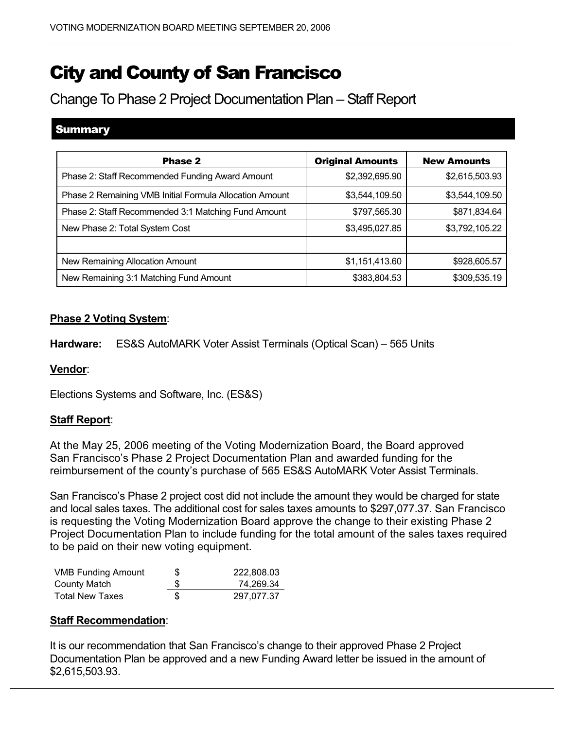# City and County of San Francisco

## Change To Phase 2 Project Documentation Plan – Staff Report

### Summary

| Phase 2 | Original Amounts | New Amounts |
|---|---|---|
| Phase 2: Staff Recommended Funding Award Amount | $2,392,695.90 | $2,615,503.93 |
| Phase 2 Remaining VMB Initial Formula Allocation Amount | $3,544,109.50 | $3,544,109.50 |
| Phase 2: Staff Recommended 3:1 Matching Fund Amount | $797,565.30 | $871,834.64 |
| New Phase 2: Total System Cost | $3,495,027.85 | $3,792,105.22 |
| | | |
| New Remaining Allocation Amount | $1,151,413.60 | $928,605.57 |
| New Remaining 3:1 Matching Fund Amount | $383,804.53 | $309,535.19 |

**Phase 2 Voting System**:

**Hardware:** ES&S AutoMARK Voter Assist Terminals (Optical Scan) – 565 Units

**Vendor**:

Elections Systems and Software, Inc. (ES&S)

**Staff Report**:

At the May 25, 2006 meeting of the Voting Modernization Board, the Board approved San Francisco's Phase 2 Project Documentation Plan and awarded funding for the reimbursement of the county's purchase of 565 ES&S AutoMARK Voter Assist Terminals.

San Francisco's Phase 2 project cost did not include the amount they would be charged for state and local sales taxes. The additional cost for sales taxes amounts to $297,077.37. San Francisco is requesting the Voting Modernization Board approve the change to their existing Phase 2 Project Documentation Plan to include funding for the total amount of the sales taxes required to be paid on their new voting equipment.

| | | |
|---|---|---|
| VMB Funding Amount | $ | 222,808.03 |
| County Match | $ | 74,269.34 |
| Total New Taxes | $ | 297,077.37 |

**Staff Recommendation**:

It is our recommendation that San Francisco's change to their approved Phase 2 Project Documentation Plan be approved and a new Funding Award letter be issued in the amount of $2,615,503.93.